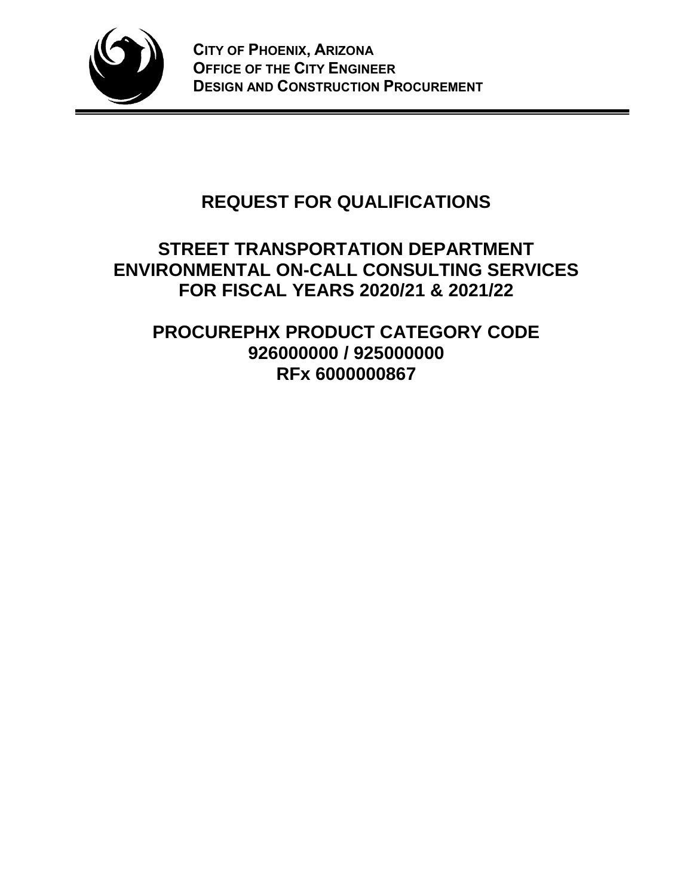**CITY OF PHOENIX, ARIZONA**
**OFFICE OF THE CITY ENGINEER**
**DESIGN AND CONSTRUCTION PROCUREMENT**

# REQUEST FOR QUALIFICATIONS

## STREET TRANSPORTATION DEPARTMENT ENVIRONMENTAL ON-CALL CONSULTING SERVICES FOR FISCAL YEARS 2020/21 & 2021/22

## PROCUREPHX PRODUCT CATEGORY CODE 926000000 / 925000000 RFx 6000000867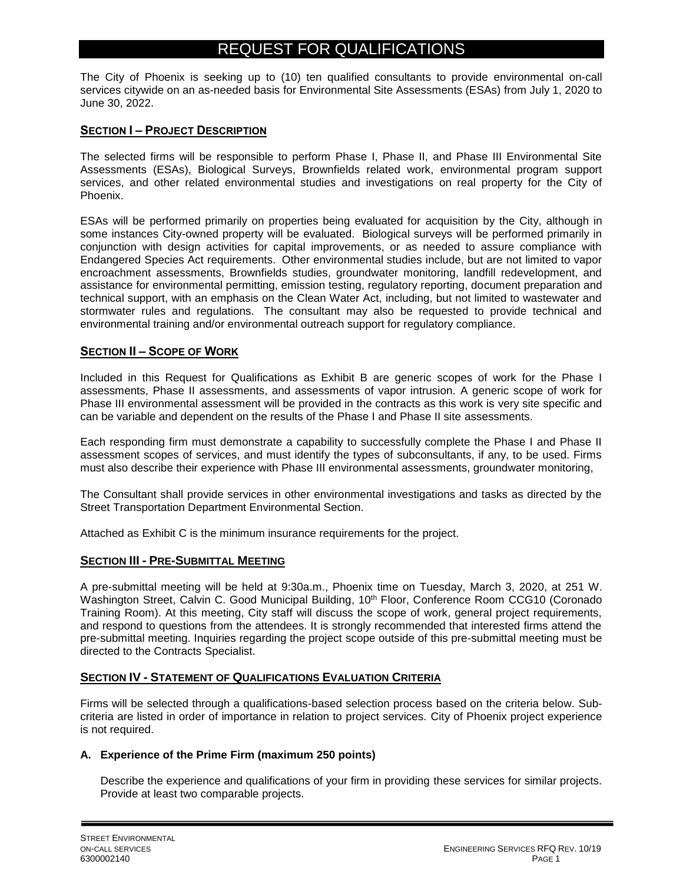# REQUEST FOR QUALIFICATIONS

The City of Phoenix is seeking up to (10) ten qualified consultants to provide environmental on-call services citywide on an as-needed basis for Environmental Site Assessments (ESAs) from July 1, 2020 to June 30, 2022.

## SECTION I – PROJECT DESCRIPTION

The selected firms will be responsible to perform Phase I, Phase II, and Phase III Environmental Site Assessments (ESAs), Biological Surveys, Brownfields related work, environmental program support services, and other related environmental studies and investigations on real property for the City of Phoenix.

ESAs will be performed primarily on properties being evaluated for acquisition by the City, although in some instances City-owned property will be evaluated. Biological surveys will be performed primarily in conjunction with design activities for capital improvements, or as needed to assure compliance with Endangered Species Act requirements. Other environmental studies include, but are not limited to vapor encroachment assessments, Brownfields studies, groundwater monitoring, landfill redevelopment, and assistance for environmental permitting, emission testing, regulatory reporting, document preparation and technical support, with an emphasis on the Clean Water Act, including, but not limited to wastewater and stormwater rules and regulations. The consultant may also be requested to provide technical and environmental training and/or environmental outreach support for regulatory compliance.

## SECTION II – SCOPE OF WORK

Included in this Request for Qualifications as Exhibit B are generic scopes of work for the Phase I assessments, Phase II assessments, and assessments of vapor intrusion. A generic scope of work for Phase III environmental assessment will be provided in the contracts as this work is very site specific and can be variable and dependent on the results of the Phase I and Phase II site assessments.

Each responding firm must demonstrate a capability to successfully complete the Phase I and Phase II assessment scopes of services, and must identify the types of subconsultants, if any, to be used. Firms must also describe their experience with Phase III environmental assessments, groundwater monitoring,

The Consultant shall provide services in other environmental investigations and tasks as directed by the Street Transportation Department Environmental Section.

Attached as Exhibit C is the minimum insurance requirements for the project.

## SECTION III - PRE-SUBMITTAL MEETING

A pre-submittal meeting will be held at 9:30a.m., Phoenix time on Tuesday, March 3, 2020, at 251 W. Washington Street, Calvin C. Good Municipal Building, 10th Floor, Conference Room CCG10 (Coronado Training Room). At this meeting, City staff will discuss the scope of work, general project requirements, and respond to questions from the attendees. It is strongly recommended that interested firms attend the pre-submittal meeting. Inquiries regarding the project scope outside of this pre-submittal meeting must be directed to the Contracts Specialist.

## SECTION IV - STATEMENT OF QUALIFICATIONS EVALUATION CRITERIA

Firms will be selected through a qualifications-based selection process based on the criteria below. Sub-criteria are listed in order of importance in relation to project services. City of Phoenix project experience is not required.

### A. Experience of the Prime Firm (maximum 250 points)

Describe the experience and qualifications of your firm in providing these services for similar projects. Provide at least two comparable projects.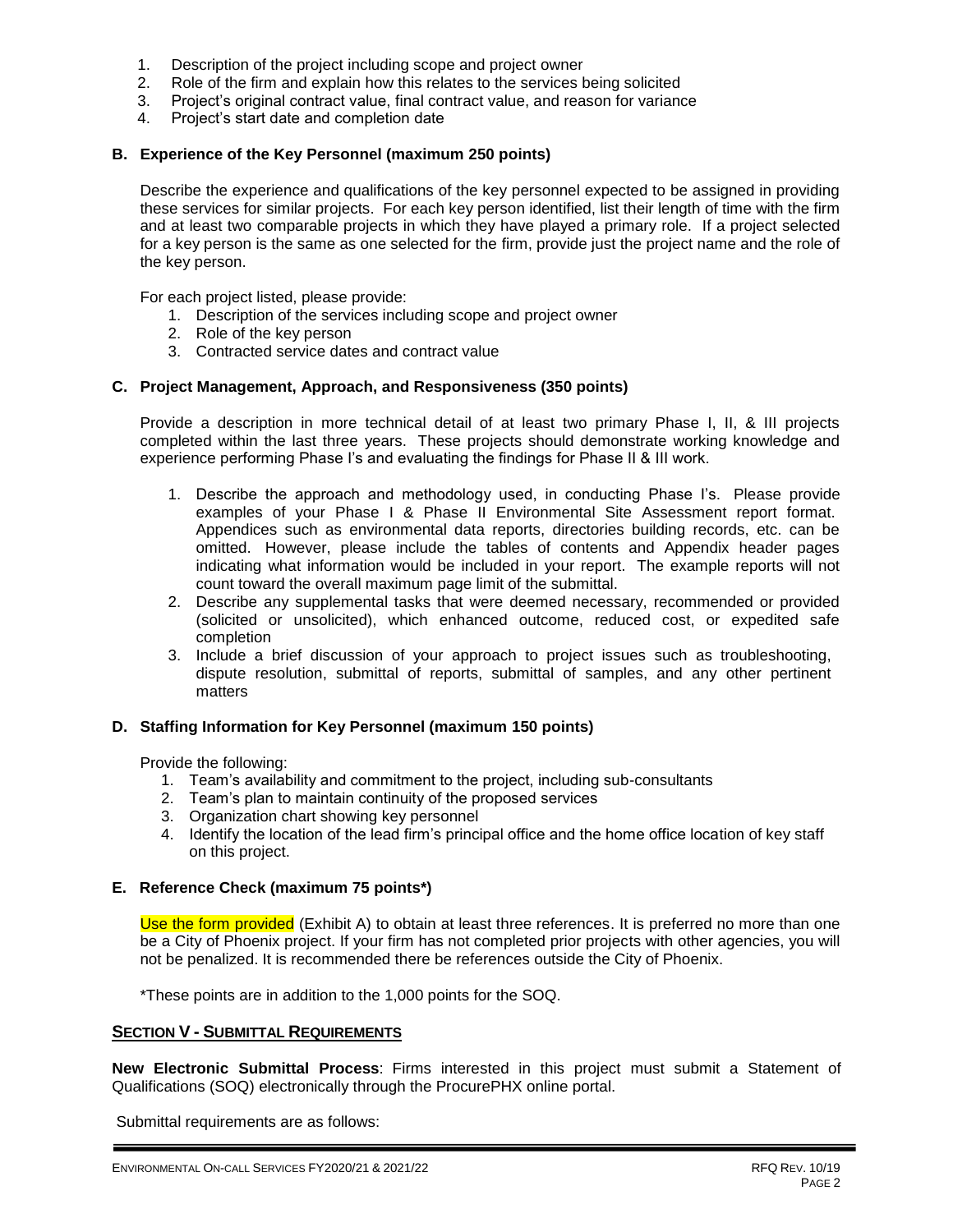1. Description of the project including scope and project owner
2. Role of the firm and explain how this relates to the services being solicited
3. Project's original contract value, final contract value, and reason for variance
4. Project's start date and completion date

### B. Experience of the Key Personnel (maximum 250 points)

Describe the experience and qualifications of the key personnel expected to be assigned in providing these services for similar projects. For each key person identified, list their length of time with the firm and at least two comparable projects in which they have played a primary role. If a project selected for a key person is the same as one selected for the firm, provide just the project name and the role of the key person.

For each project listed, please provide:

1. Description of the services including scope and project owner
2. Role of the key person
3. Contracted service dates and contract value

### C. Project Management, Approach, and Responsiveness (350 points)

Provide a description in more technical detail of at least two primary Phase I, II, & III projects completed within the last three years. These projects should demonstrate working knowledge and experience performing Phase I's and evaluating the findings for Phase II & III work.

1. Describe the approach and methodology used, in conducting Phase I's. Please provide examples of your Phase I & Phase II Environmental Site Assessment report format. Appendices such as environmental data reports, directories building records, etc. can be omitted. However, please include the tables of contents and Appendix header pages indicating what information would be included in your report. The example reports will not count toward the overall maximum page limit of the submittal.
2. Describe any supplemental tasks that were deemed necessary, recommended or provided (solicited or unsolicited), which enhanced outcome, reduced cost, or expedited safe completion
3. Include a brief discussion of your approach to project issues such as troubleshooting, dispute resolution, submittal of reports, submittal of samples, and any other pertinent matters

### D. Staffing Information for Key Personnel (maximum 150 points)

Provide the following:

1. Team's availability and commitment to the project, including sub-consultants
2. Team's plan to maintain continuity of the proposed services
3. Organization chart showing key personnel
4. Identify the location of the lead firm's principal office and the home office location of key staff on this project.

### E. Reference Check (maximum 75 points*)

Use the form provided (Exhibit A) to obtain at least three references. It is preferred no more than one be a City of Phoenix project. If your firm has not completed prior projects with other agencies, you will not be penalized. It is recommended there be references outside the City of Phoenix.

*These points are in addition to the 1,000 points for the SOQ.

## SECTION V - SUBMITTAL REQUIREMENTS

**New Electronic Submittal Process**: Firms interested in this project must submit a Statement of Qualifications (SOQ) electronically through the ProcurePHX online portal.

Submittal requirements are as follows: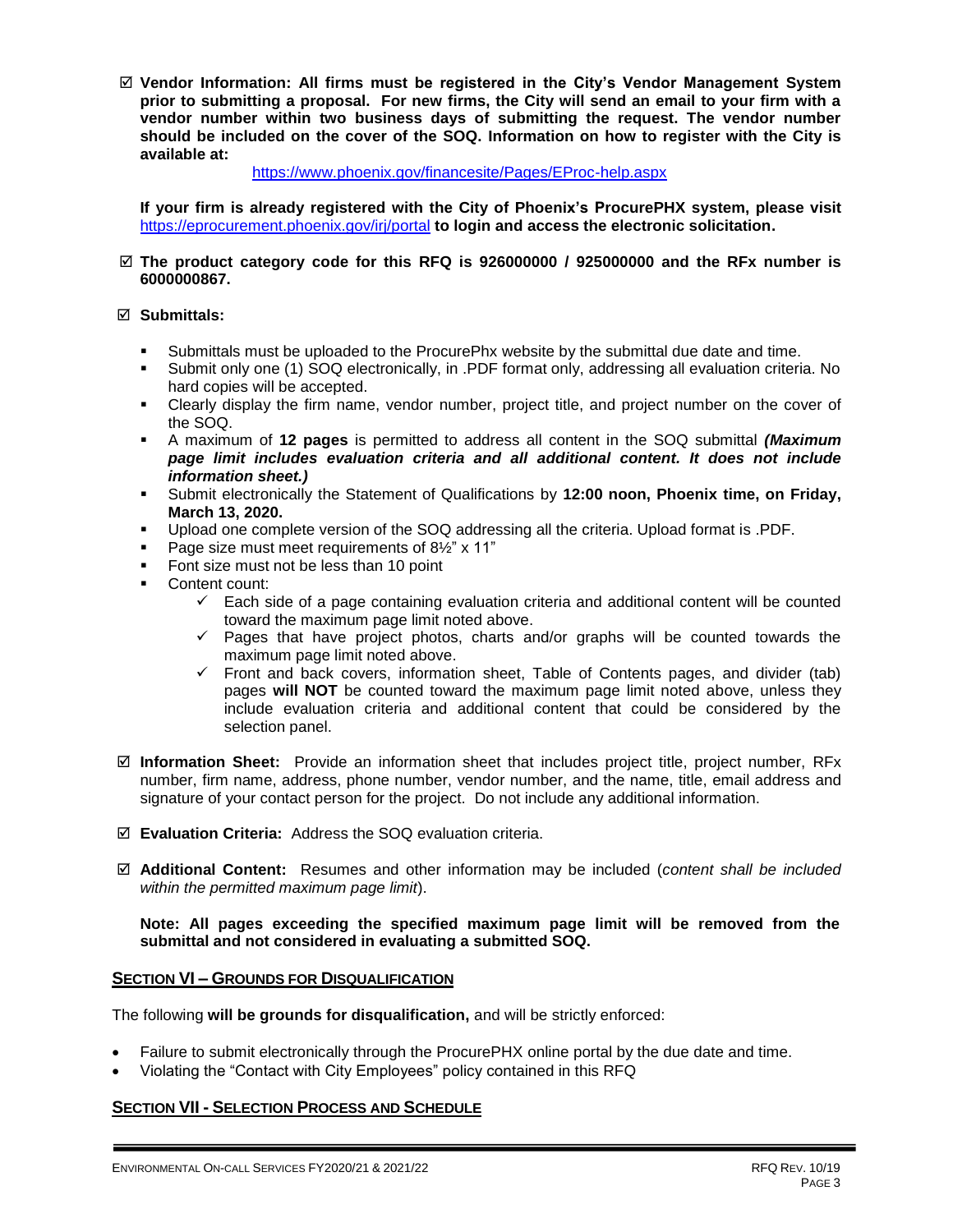☑ **Vendor Information: All firms must be registered in the City's Vendor Management System prior to submitting a proposal. For new firms, the City will send an email to your firm with a vendor number within two business days of submitting the request. The vendor number should be included on the cover of the SOQ. Information on how to register with the City is available at:**

https://www.phoenix.gov/financesite/Pages/EProc-help.aspx

**If your firm is already registered with the City of Phoenix's ProcurePHX system, please visit** https://eprocurement.phoenix.gov/irj/portal **to login and access the electronic solicitation.**

☑ **The product category code for this RFQ is 926000000 / 925000000 and the RFx number is 6000000867.**

☑ **Submittals:**

- Submittals must be uploaded to the ProcurePhx website by the submittal due date and time.
- Submit only one (1) SOQ electronically, in .PDF format only, addressing all evaluation criteria. No hard copies will be accepted.
- Clearly display the firm name, vendor number, project title, and project number on the cover of the SOQ.
- A maximum of **12 pages** is permitted to address all content in the SOQ submittal ***(Maximum page limit includes evaluation criteria and all additional content. It does not include information sheet.)***
- Submit electronically the Statement of Qualifications by **12:00 noon, Phoenix time, on Friday, March 13, 2020.**
- Upload one complete version of the SOQ addressing all the criteria. Upload format is .PDF.
- Page size must meet requirements of 8½" x 11"
- Font size must not be less than 10 point
- Content count:
  - ✓ Each side of a page containing evaluation criteria and additional content will be counted toward the maximum page limit noted above.
  - ✓ Pages that have project photos, charts and/or graphs will be counted towards the maximum page limit noted above.
  - ✓ Front and back covers, information sheet, Table of Contents pages, and divider (tab) pages **will NOT** be counted toward the maximum page limit noted above, unless they include evaluation criteria and additional content that could be considered by the selection panel.

☑ **Information Sheet:** Provide an information sheet that includes project title, project number, RFx number, firm name, address, phone number, vendor number, and the name, title, email address and signature of your contact person for the project. Do not include any additional information.

☑ **Evaluation Criteria:** Address the SOQ evaluation criteria.

☑ **Additional Content:** Resumes and other information may be included (*content shall be included within the permitted maximum page limit*).

**Note: All pages exceeding the specified maximum page limit will be removed from the submittal and not considered in evaluating a submitted SOQ.**

## SECTION VI – GROUNDS FOR DISQUALIFICATION

The following **will be grounds for disqualification,** and will be strictly enforced:

- Failure to submit electronically through the ProcurePHX online portal by the due date and time.
- Violating the "Contact with City Employees" policy contained in this RFQ

## SECTION VII - SELECTION PROCESS AND SCHEDULE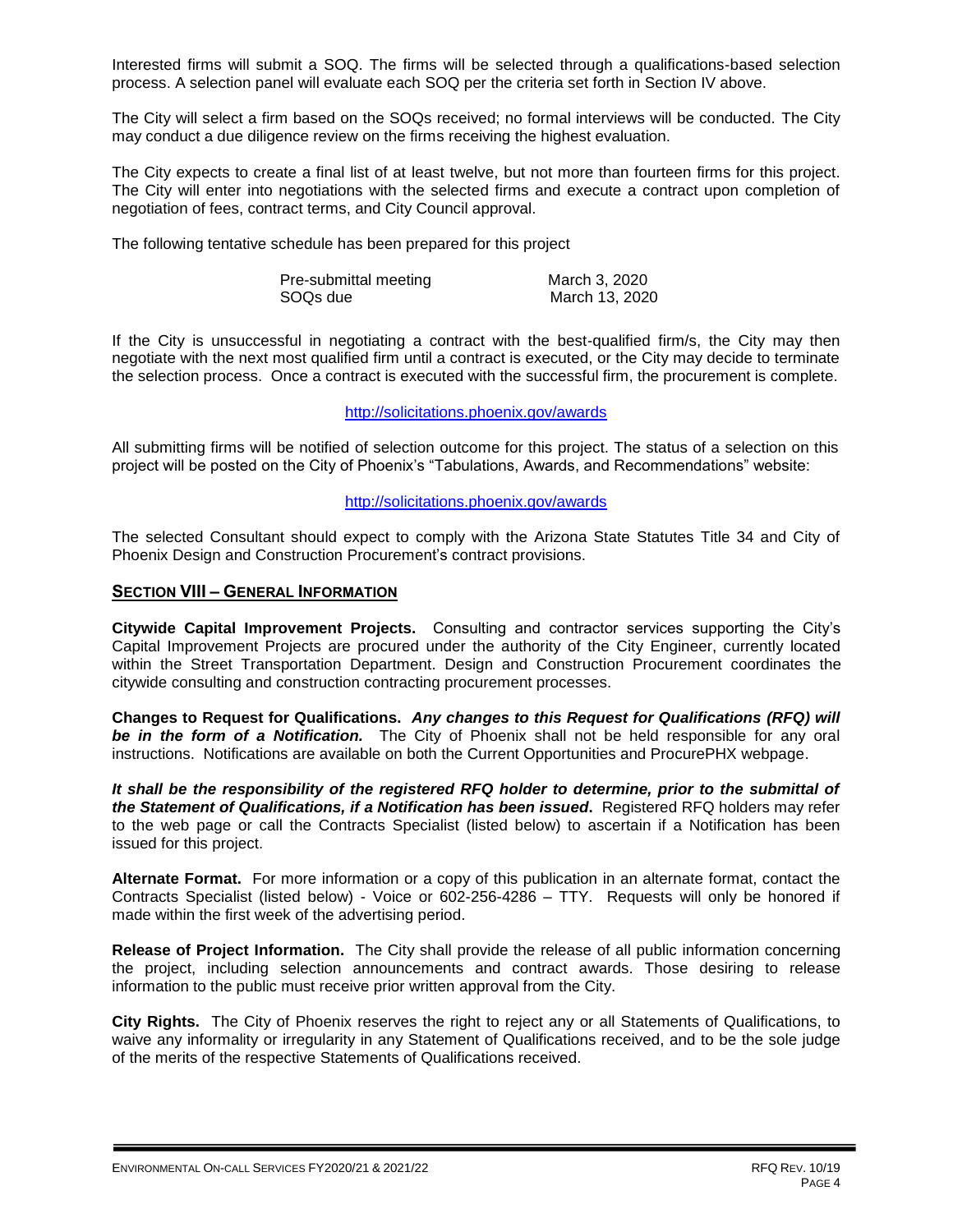Interested firms will submit a SOQ. The firms will be selected through a qualifications-based selection process. A selection panel will evaluate each SOQ per the criteria set forth in Section IV above.

The City will select a firm based on the SOQs received; no formal interviews will be conducted. The City may conduct a due diligence review on the firms receiving the highest evaluation.

The City expects to create a final list of at least twelve, but not more than fourteen firms for this project. The City will enter into negotiations with the selected firms and execute a contract upon completion of negotiation of fees, contract terms, and City Council approval.

The following tentative schedule has been prepared for this project

| | |
|---|---|
| Pre-submittal meeting | March 3, 2020 |
| SOQs due | March 13, 2020 |

If the City is unsuccessful in negotiating a contract with the best-qualified firm/s, the City may then negotiate with the next most qualified firm until a contract is executed, or the City may decide to terminate the selection process. Once a contract is executed with the successful firm, the procurement is complete.

http://solicitations.phoenix.gov/awards

All submitting firms will be notified of selection outcome for this project. The status of a selection on this project will be posted on the City of Phoenix's "Tabulations, Awards, and Recommendations" website:

http://solicitations.phoenix.gov/awards

The selected Consultant should expect to comply with the Arizona State Statutes Title 34 and City of Phoenix Design and Construction Procurement's contract provisions.

## SECTION VIII – GENERAL INFORMATION

**Citywide Capital Improvement Projects.** Consulting and contractor services supporting the City's Capital Improvement Projects are procured under the authority of the City Engineer, currently located within the Street Transportation Department. Design and Construction Procurement coordinates the citywide consulting and construction contracting procurement processes.

**Changes to Request for Qualifications.** ***Any changes to this Request for Qualifications (RFQ) will be in the form of a Notification.*** The City of Phoenix shall not be held responsible for any oral instructions. Notifications are available on both the Current Opportunities and ProcurePHX webpage.

***It shall be the responsibility of the registered RFQ holder to determine, prior to the submittal of the Statement of Qualifications, if a Notification has been issued.*** Registered RFQ holders may refer to the web page or call the Contracts Specialist (listed below) to ascertain if a Notification has been issued for this project.

**Alternate Format.** For more information or a copy of this publication in an alternate format, contact the Contracts Specialist (listed below) - Voice or 602-256-4286 – TTY. Requests will only be honored if made within the first week of the advertising period.

**Release of Project Information.** The City shall provide the release of all public information concerning the project, including selection announcements and contract awards. Those desiring to release information to the public must receive prior written approval from the City.

**City Rights.** The City of Phoenix reserves the right to reject any or all Statements of Qualifications, to waive any informality or irregularity in any Statement of Qualifications received, and to be the sole judge of the merits of the respective Statements of Qualifications received.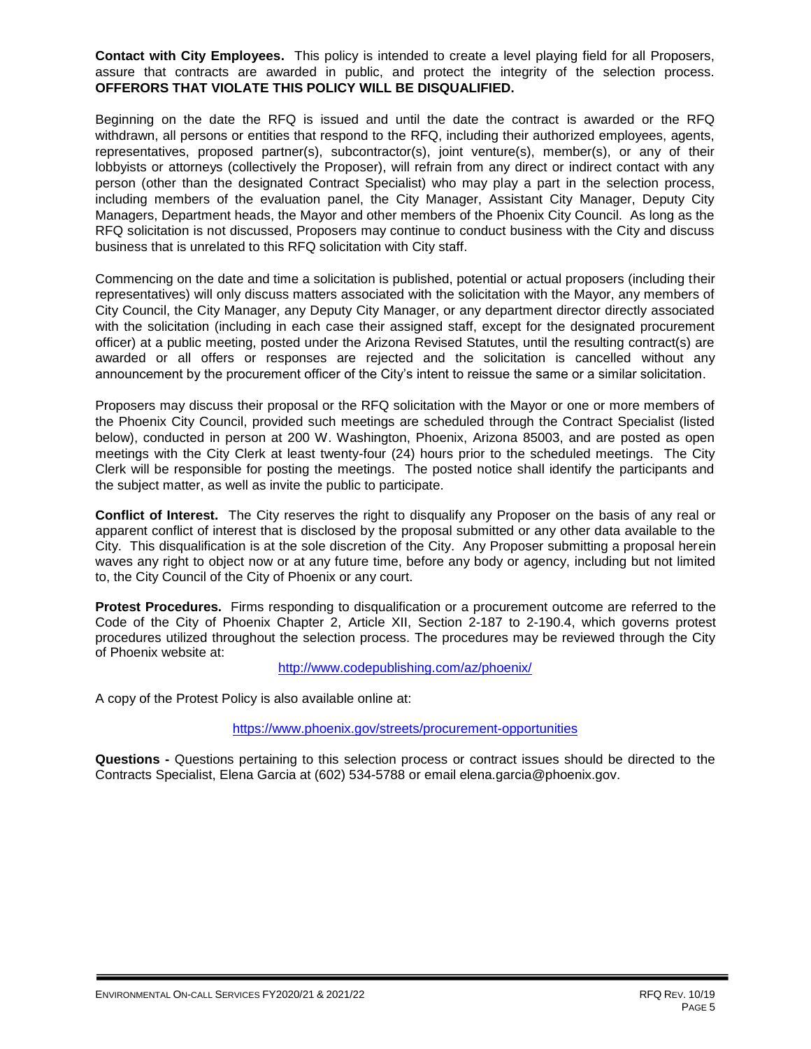**Contact with City Employees.** This policy is intended to create a level playing field for all Proposers, assure that contracts are awarded in public, and protect the integrity of the selection process. **OFFERORS THAT VIOLATE THIS POLICY WILL BE DISQUALIFIED.**

Beginning on the date the RFQ is issued and until the date the contract is awarded or the RFQ withdrawn, all persons or entities that respond to the RFQ, including their authorized employees, agents, representatives, proposed partner(s), subcontractor(s), joint venture(s), member(s), or any of their lobbyists or attorneys (collectively the Proposer), will refrain from any direct or indirect contact with any person (other than the designated Contract Specialist) who may play a part in the selection process, including members of the evaluation panel, the City Manager, Assistant City Manager, Deputy City Managers, Department heads, the Mayor and other members of the Phoenix City Council. As long as the RFQ solicitation is not discussed, Proposers may continue to conduct business with the City and discuss business that is unrelated to this RFQ solicitation with City staff.

Commencing on the date and time a solicitation is published, potential or actual proposers (including their representatives) will only discuss matters associated with the solicitation with the Mayor, any members of City Council, the City Manager, any Deputy City Manager, or any department director directly associated with the solicitation (including in each case their assigned staff, except for the designated procurement officer) at a public meeting, posted under the Arizona Revised Statutes, until the resulting contract(s) are awarded or all offers or responses are rejected and the solicitation is cancelled without any announcement by the procurement officer of the City's intent to reissue the same or a similar solicitation.

Proposers may discuss their proposal or the RFQ solicitation with the Mayor or one or more members of the Phoenix City Council, provided such meetings are scheduled through the Contract Specialist (listed below), conducted in person at 200 W. Washington, Phoenix, Arizona 85003, and are posted as open meetings with the City Clerk at least twenty-four (24) hours prior to the scheduled meetings. The City Clerk will be responsible for posting the meetings. The posted notice shall identify the participants and the subject matter, as well as invite the public to participate.

**Conflict of Interest.** The City reserves the right to disqualify any Proposer on the basis of any real or apparent conflict of interest that is disclosed by the proposal submitted or any other data available to the City. This disqualification is at the sole discretion of the City. Any Proposer submitting a proposal herein waves any right to object now or at any future time, before any body or agency, including but not limited to, the City Council of the City of Phoenix or any court.

**Protest Procedures.** Firms responding to disqualification or a procurement outcome are referred to the Code of the City of Phoenix Chapter 2, Article XII, Section 2-187 to 2-190.4, which governs protest procedures utilized throughout the selection process. The procedures may be reviewed through the City of Phoenix website at:

http://www.codepublishing.com/az/phoenix/

A copy of the Protest Policy is also available online at:

https://www.phoenix.gov/streets/procurement-opportunities

**Questions -** Questions pertaining to this selection process or contract issues should be directed to the Contracts Specialist, Elena Garcia at (602) 534-5788 or email elena.garcia@phoenix.gov.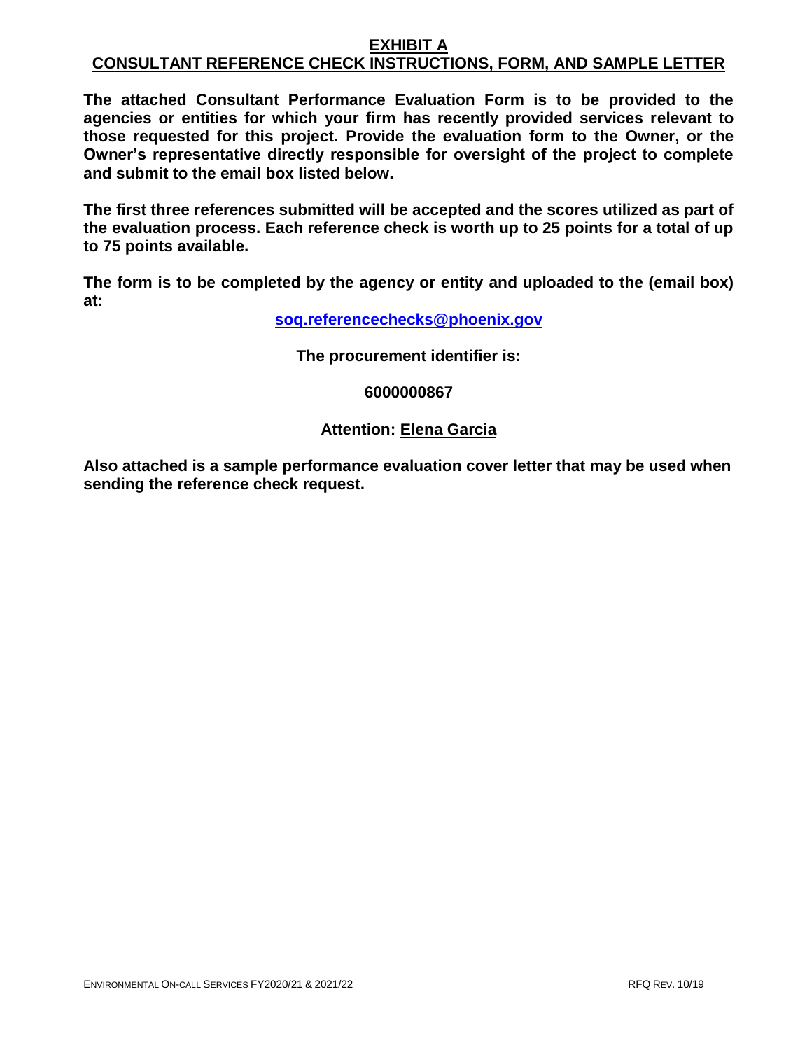# EXHIBIT A

## CONSULTANT REFERENCE CHECK INSTRUCTIONS, FORM, AND SAMPLE LETTER

**The attached Consultant Performance Evaluation Form is to be provided to the agencies or entities for which your firm has recently provided services relevant to those requested for this project. Provide the evaluation form to the Owner, or the Owner's representative directly responsible for oversight of the project to complete and submit to the email box listed below.**

**The first three references submitted will be accepted and the scores utilized as part of the evaluation process. Each reference check is worth up to 25 points for a total of up to 75 points available.**

**The form is to be completed by the agency or entity and uploaded to the (email box) at:**

**soq.referencechecks@phoenix.gov**

**The procurement identifier is:**

**6000000867**

**Attention: Elena Garcia**

**Also attached is a sample performance evaluation cover letter that may be used when sending the reference check request.**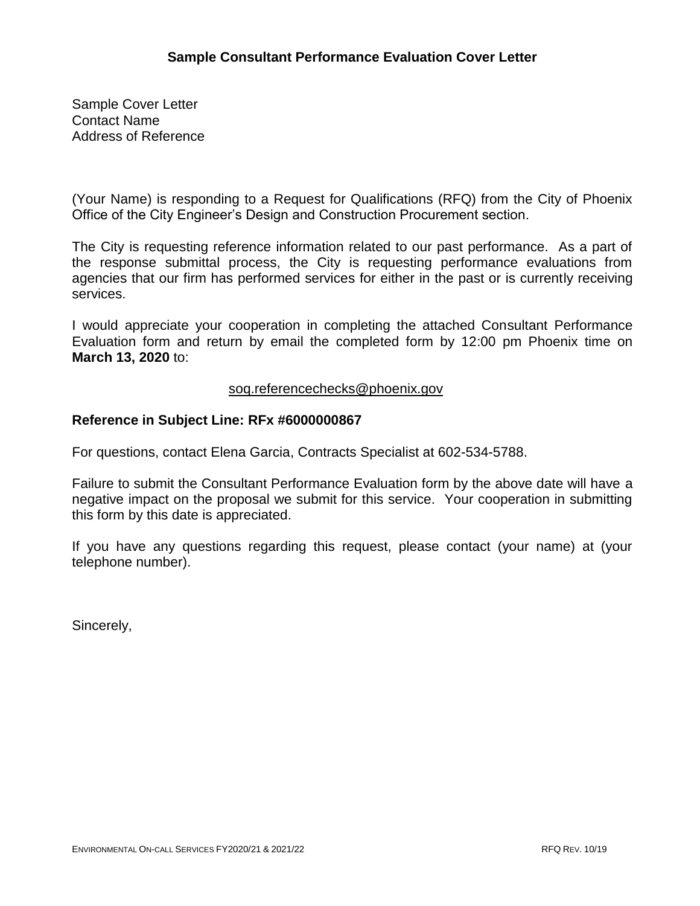## Sample Consultant Performance Evaluation Cover Letter

Sample Cover Letter
Contact Name
Address of Reference

(Your Name) is responding to a Request for Qualifications (RFQ) from the City of Phoenix Office of the City Engineer's Design and Construction Procurement section.

The City is requesting reference information related to our past performance. As a part of the response submittal process, the City is requesting performance evaluations from agencies that our firm has performed services for either in the past or is currently receiving services.

I would appreciate your cooperation in completing the attached Consultant Performance Evaluation form and return by email the completed form by 12:00 pm Phoenix time on **March 13, 2020** to:

soq.referencechecks@phoenix.gov

**Reference in Subject Line: RFx #6000000867**

For questions, contact Elena Garcia, Contracts Specialist at 602-534-5788.

Failure to submit the Consultant Performance Evaluation form by the above date will have a negative impact on the proposal we submit for this service. Your cooperation in submitting this form by this date is appreciated.

If you have any questions regarding this request, please contact (your name) at (your telephone number).

Sincerely,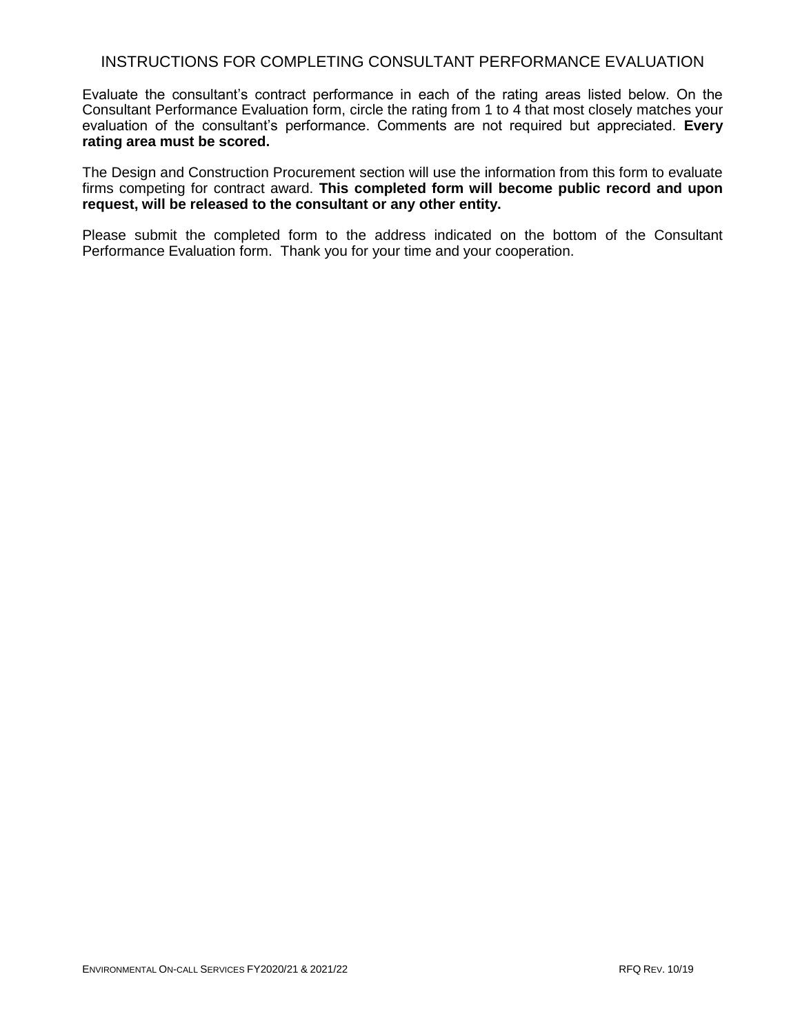## INSTRUCTIONS FOR COMPLETING CONSULTANT PERFORMANCE EVALUATION

Evaluate the consultant's contract performance in each of the rating areas listed below. On the Consultant Performance Evaluation form, circle the rating from 1 to 4 that most closely matches your evaluation of the consultant's performance. Comments are not required but appreciated. **Every rating area must be scored.**

The Design and Construction Procurement section will use the information from this form to evaluate firms competing for contract award. **This completed form will become public record and upon request, will be released to the consultant or any other entity.**

Please submit the completed form to the address indicated on the bottom of the Consultant Performance Evaluation form. Thank you for your time and your cooperation.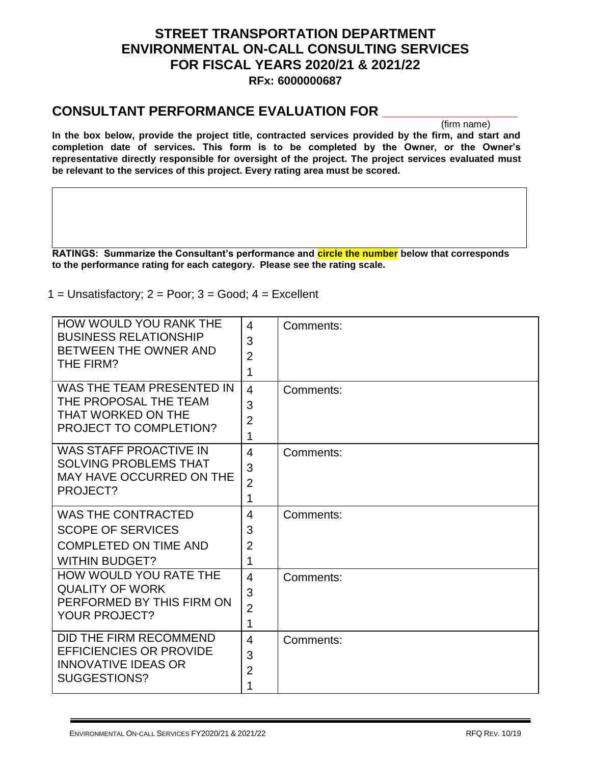# STREET TRANSPORTATION DEPARTMENT
# ENVIRONMENTAL ON-CALL CONSULTING SERVICES
# FOR FISCAL YEARS 2020/21 & 2021/22

**RFx: 6000000687**

## CONSULTANT PERFORMANCE EVALUATION FOR ____________________

(firm name)

**In the box below, provide the project title, contracted services provided by the firm, and start and completion date of services. This form is to be completed by the Owner, or the Owner's representative directly responsible for oversight of the project. The project services evaluated must be relevant to the services of this project. Every rating area must be scored.**

| |
|---|
| |

**RATINGS: Summarize the Consultant's performance and circle the number below that corresponds to the performance rating for each category. Please see the rating scale.**

1 = Unsatisfactory; 2 = Poor; 3 = Good; 4 = Excellent

| | | |
|---|---|---|
| HOW WOULD YOU RANK THE BUSINESS RELATIONSHIP BETWEEN THE OWNER AND THE FIRM? | 4<br>3<br>2<br>1 | Comments: |
| WAS THE TEAM PRESENTED IN THE PROPOSAL THE TEAM THAT WORKED ON THE PROJECT TO COMPLETION? | 4<br>3<br>2<br>1 | Comments: |
| WAS STAFF PROACTIVE IN SOLVING PROBLEMS THAT MAY HAVE OCCURRED ON THE PROJECT? | 4<br>3<br>2<br>1 | Comments: |
| WAS THE CONTRACTED SCOPE OF SERVICES COMPLETED ON TIME AND WITHIN BUDGET? | 4<br>3<br>2<br>1 | Comments: |
| HOW WOULD YOU RATE THE QUALITY OF WORK PERFORMED BY THIS FIRM ON YOUR PROJECT? | 4<br>3<br>2<br>1 | Comments: |
| DID THE FIRM RECOMMEND EFFICIENCIES OR PROVIDE INNOVATIVE IDEAS OR SUGGESTIONS? | 4<br>3<br>2<br>1 | Comments: |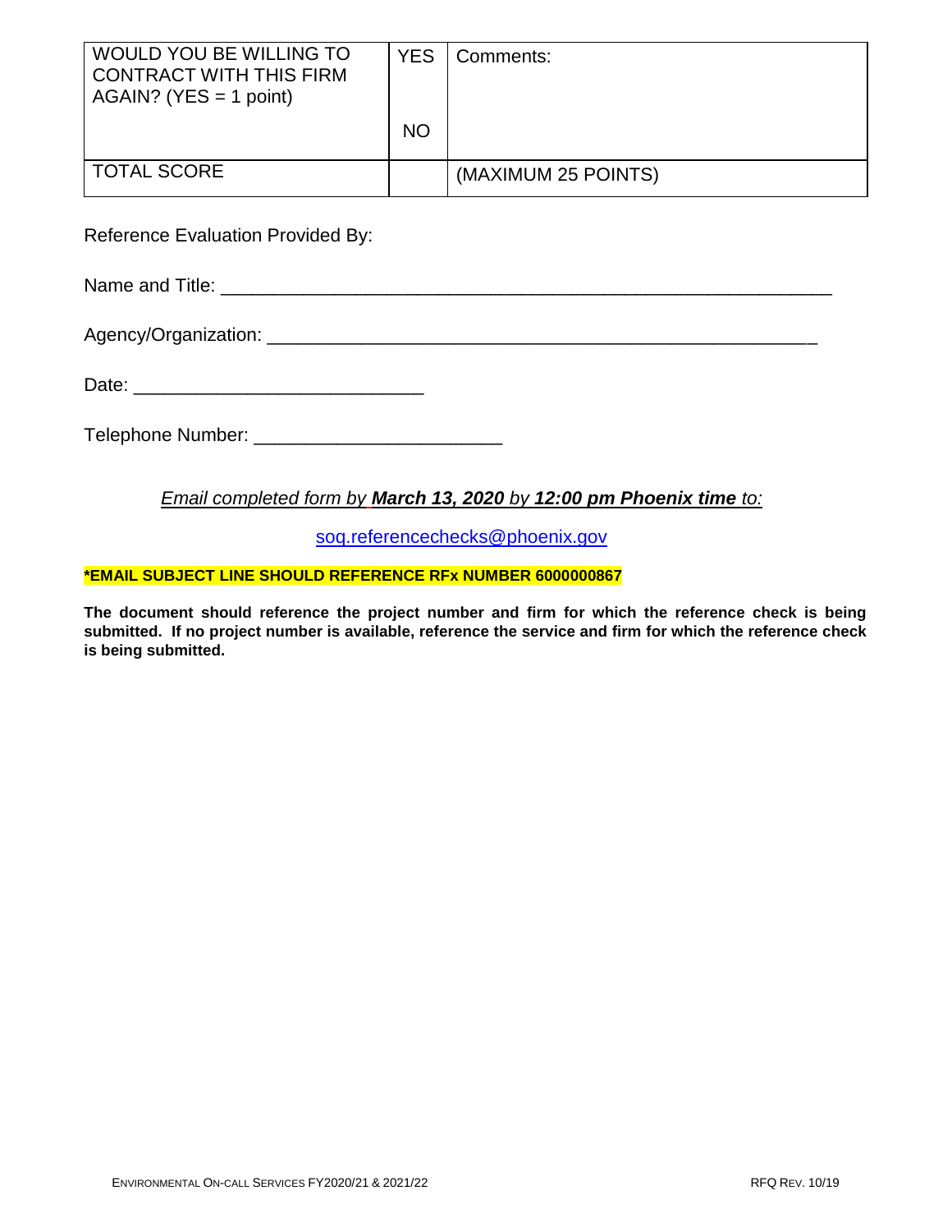| WOULD YOU BE WILLING TO CONTRACT WITH THIS FIRM AGAIN? (YES = 1 point) | YES<br><br>NO | Comments: |
|---|---|---|
| TOTAL SCORE | | (MAXIMUM 25 POINTS) |

Reference Evaluation Provided By:

Name and Title: ___________________________________________________________

Agency/Organization: ______________________________________________________

Date: ____________________________

Telephone Number: ________________________

*Email completed form by **March 13, 2020** by **12:00 pm Phoenix time** to:*

soq.referencechecks@phoenix.gov

**\*EMAIL SUBJECT LINE SHOULD REFERENCE RFx NUMBER 6000000867**

**The document should reference the project number and firm for which the reference check is being submitted. If no project number is available, reference the service and firm for which the reference check is being submitted.**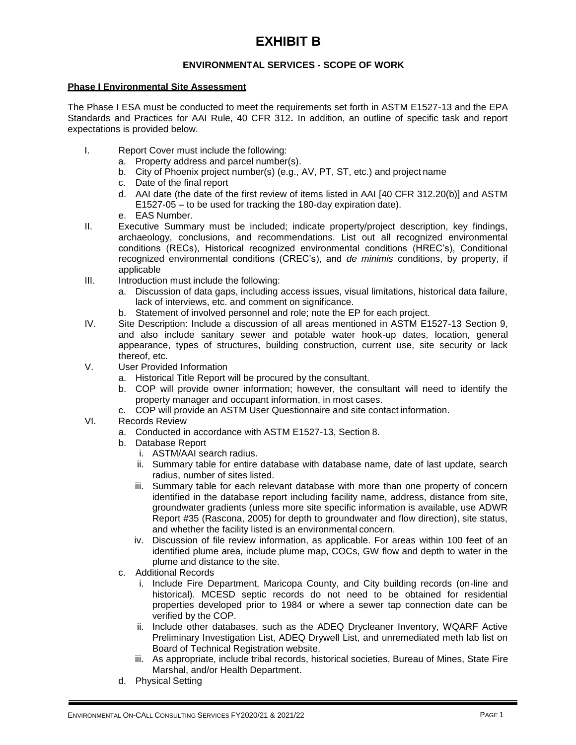# EXHIBIT B

## ENVIRONMENTAL SERVICES - SCOPE OF WORK

**Phase I Environmental Site Assessment**

The Phase I ESA must be conducted to meet the requirements set forth in ASTM E1527-13 and the EPA Standards and Practices for AAI Rule, 40 CFR 312**.** In addition, an outline of specific task and report expectations is provided below.

I. Report Cover must include the following:
   a. Property address and parcel number(s).
   b. City of Phoenix project number(s) (e.g., AV, PT, ST, etc.) and project name
   c. Date of the final report
   d. AAI date (the date of the first review of items listed in AAI [40 CFR 312.20(b)] and ASTM E1527-05 – to be used for tracking the 180-day expiration date).
   e. EAS Number.

II. Executive Summary must be included; indicate property/project description, key findings, archaeology, conclusions, and recommendations. List out all recognized environmental conditions (RECs), Historical recognized environmental conditions (HREC's), Conditional recognized environmental conditions (CREC's), and *de minimis* conditions, by property, if applicable

III. Introduction must include the following:
   a. Discussion of data gaps, including access issues, visual limitations, historical data failure, lack of interviews, etc. and comment on significance.
   b. Statement of involved personnel and role; note the EP for each project.

IV. Site Description: Include a discussion of all areas mentioned in ASTM E1527-13 Section 9, and also include sanitary sewer and potable water hook-up dates, location, general appearance, types of structures, building construction, current use, site security or lack thereof, etc.

V. User Provided Information
   a. Historical Title Report will be procured by the consultant.
   b. COP will provide owner information; however, the consultant will need to identify the property manager and occupant information, in most cases.
   c. COP will provide an ASTM User Questionnaire and site contact information.

VI. Records Review
   a. Conducted in accordance with ASTM E1527-13, Section 8.
   b. Database Report
      i. ASTM/AAI search radius.
      ii. Summary table for entire database with database name, date of last update, search radius, number of sites listed.
      iii. Summary table for each relevant database with more than one property of concern identified in the database report including facility name, address, distance from site, groundwater gradients (unless more site specific information is available, use ADWR Report #35 (Rascona, 2005) for depth to groundwater and flow direction), site status, and whether the facility listed is an environmental concern.
      iv. Discussion of file review information, as applicable. For areas within 100 feet of an identified plume area, include plume map, COCs, GW flow and depth to water in the plume and distance to the site.
   c. Additional Records
      i. Include Fire Department, Maricopa County, and City building records (on-line and historical). MCESD septic records do not need to be obtained for residential properties developed prior to 1984 or where a sewer tap connection date can be verified by the COP.
      ii. Include other databases, such as the ADEQ Drycleaner Inventory, WQARF Active Preliminary Investigation List, ADEQ Drywell List, and unremediated meth lab list on Board of Technical Registration website.
      iii. As appropriate, include tribal records, historical societies, Bureau of Mines, State Fire Marshal, and/or Health Department.
   d. Physical Setting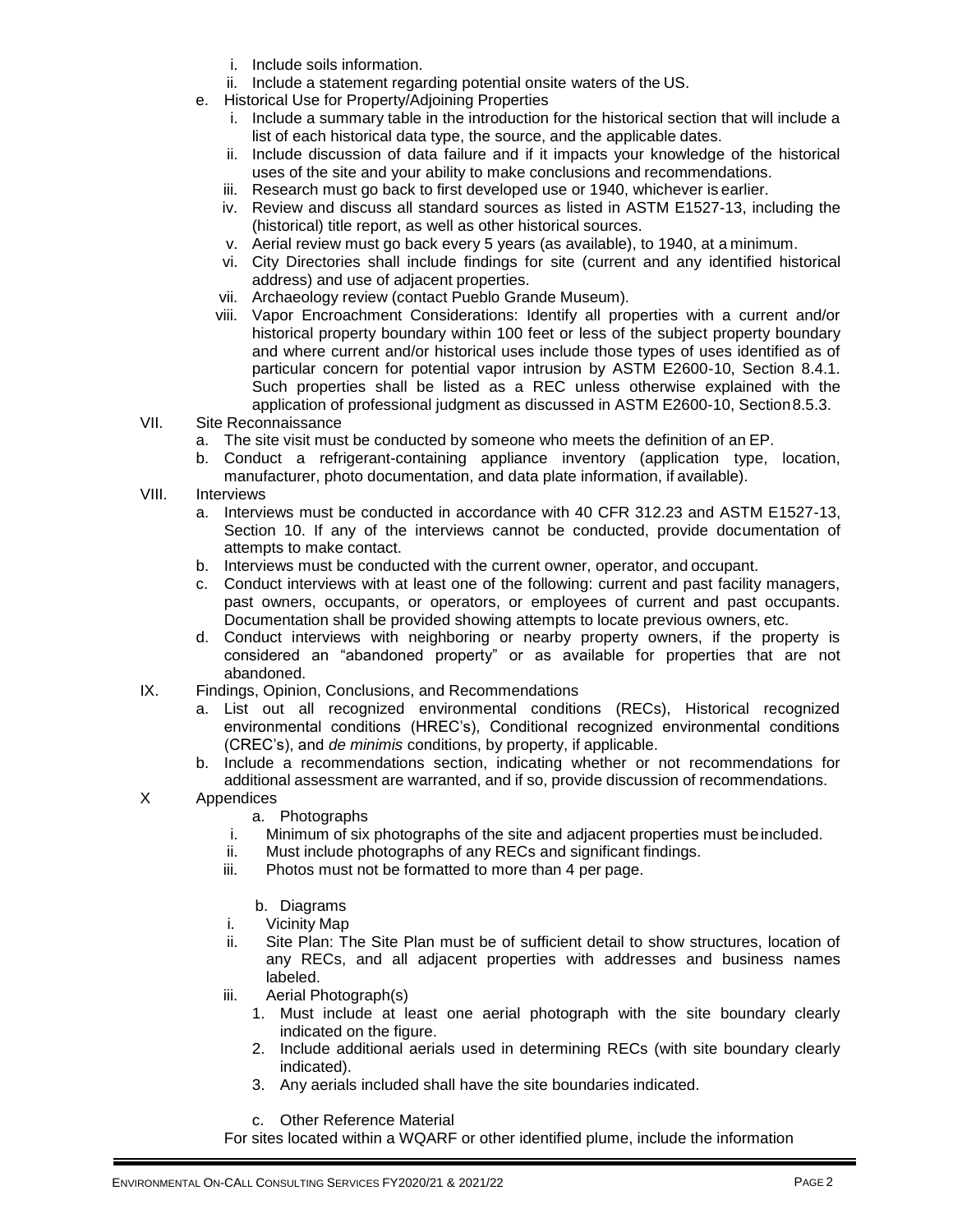i. Include soils information.
ii. Include a statement regarding potential onsite waters of the US.

e. Historical Use for Property/Adjoining Properties
   i. Include a summary table in the introduction for the historical section that will include a list of each historical data type, the source, and the applicable dates.
   ii. Include discussion of data failure and if it impacts your knowledge of the historical uses of the site and your ability to make conclusions and recommendations.
   iii. Research must go back to first developed use or 1940, whichever is earlier.
   iv. Review and discuss all standard sources as listed in ASTM E1527-13, including the (historical) title report, as well as other historical sources.
   v. Aerial review must go back every 5 years (as available), to 1940, at a minimum.
   vi. City Directories shall include findings for site (current and any identified historical address) and use of adjacent properties.
   vii. Archaeology review (contact Pueblo Grande Museum).
   viii. Vapor Encroachment Considerations: Identify all properties with a current and/or historical property boundary within 100 feet or less of the subject property boundary and where current and/or historical uses include those types of uses identified as of particular concern for potential vapor intrusion by ASTM E2600-10, Section 8.4.1. Such properties shall be listed as a REC unless otherwise explained with the application of professional judgment as discussed in ASTM E2600-10, Section 8.5.3.

VII. Site Reconnaissance

a. The site visit must be conducted by someone who meets the definition of an EP.
b. Conduct a refrigerant-containing appliance inventory (application type, location, manufacturer, photo documentation, and data plate information, if available).

VIII. Interviews

a. Interviews must be conducted in accordance with 40 CFR 312.23 and ASTM E1527-13, Section 10. If any of the interviews cannot be conducted, provide documentation of attempts to make contact.
b. Interviews must be conducted with the current owner, operator, and occupant.
c. Conduct interviews with at least one of the following: current and past facility managers, past owners, occupants, or operators, or employees of current and past occupants. Documentation shall be provided showing attempts to locate previous owners, etc.
d. Conduct interviews with neighboring or nearby property owners, if the property is considered an "abandoned property" or as available for properties that are not abandoned.

IX. Findings, Opinion, Conclusions, and Recommendations

a. List out all recognized environmental conditions (RECs), Historical recognized environmental conditions (HREC's), Conditional recognized environmental conditions (CREC's), and *de minimis* conditions, by property, if applicable.
b. Include a recommendations section, indicating whether or not recommendations for additional assessment are warranted, and if so, provide discussion of recommendations.

X Appendices

a. Photographs
   i. Minimum of six photographs of the site and adjacent properties must be included.
   ii. Must include photographs of any RECs and significant findings.
   iii. Photos must not be formatted to more than 4 per page.

b. Diagrams
   i. Vicinity Map
   ii. Site Plan: The Site Plan must be of sufficient detail to show structures, location of any RECs, and all adjacent properties with addresses and business names labeled.
   iii. Aerial Photograph(s)
      1. Must include at least one aerial photograph with the site boundary clearly indicated on the figure.
      2. Include additional aerials used in determining RECs (with site boundary clearly indicated).
      3. Any aerials included shall have the site boundaries indicated.

c. Other Reference Material

For sites located within a WQARF or other identified plume, include the information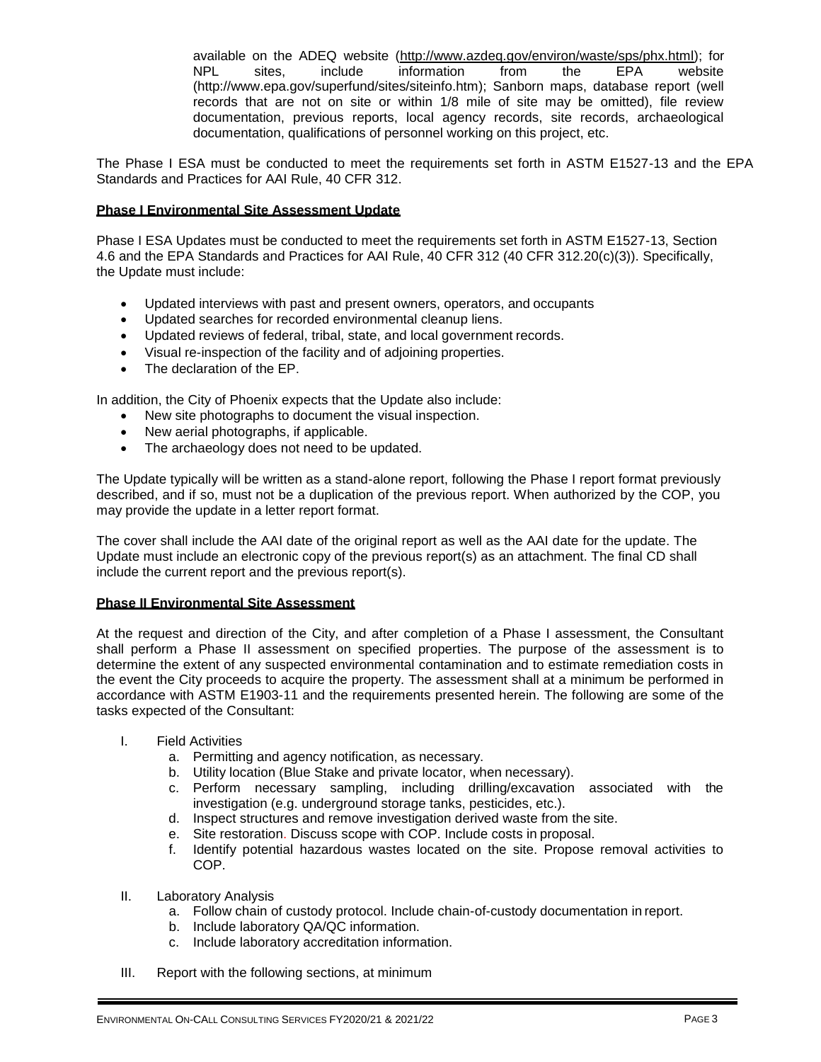available on the ADEQ website (http://www.azdeq.gov/environ/waste/sps/phx.html); for NPL sites, include information from the EPA website (http://www.epa.gov/superfund/sites/siteinfo.htm); Sanborn maps, database report (well records that are not on site or within 1/8 mile of site may be omitted), file review documentation, previous reports, local agency records, site records, archaeological documentation, qualifications of personnel working on this project, etc.

The Phase I ESA must be conducted to meet the requirements set forth in ASTM E1527-13 and the EPA Standards and Practices for AAI Rule, 40 CFR 312.

**Phase I Environmental Site Assessment Update**

Phase I ESA Updates must be conducted to meet the requirements set forth in ASTM E1527-13, Section 4.6 and the EPA Standards and Practices for AAI Rule, 40 CFR 312 (40 CFR 312.20(c)(3)). Specifically, the Update must include:

- Updated interviews with past and present owners, operators, and occupants
- Updated searches for recorded environmental cleanup liens.
- Updated reviews of federal, tribal, state, and local government records.
- Visual re-inspection of the facility and of adjoining properties.
- The declaration of the EP.

In addition, the City of Phoenix expects that the Update also include:

- New site photographs to document the visual inspection.
- New aerial photographs, if applicable.
- The archaeology does not need to be updated.

The Update typically will be written as a stand-alone report, following the Phase I report format previously described, and if so, must not be a duplication of the previous report. When authorized by the COP, you may provide the update in a letter report format.

The cover shall include the AAI date of the original report as well as the AAI date for the update. The Update must include an electronic copy of the previous report(s) as an attachment. The final CD shall include the current report and the previous report(s).

**Phase II Environmental Site Assessment**

At the request and direction of the City, and after completion of a Phase I assessment, the Consultant shall perform a Phase II assessment on specified properties. The purpose of the assessment is to determine the extent of any suspected environmental contamination and to estimate remediation costs in the event the City proceeds to acquire the property. The assessment shall at a minimum be performed in accordance with ASTM E1903-11 and the requirements presented herein. The following are some of the tasks expected of the Consultant:

I. Field Activities
   a. Permitting and agency notification, as necessary.
   b. Utility location (Blue Stake and private locator, when necessary).
   c. Perform necessary sampling, including drilling/excavation associated with the investigation (e.g. underground storage tanks, pesticides, etc.).
   d. Inspect structures and remove investigation derived waste from the site.
   e. Site restoration. Discuss scope with COP. Include costs in proposal.
   f. Identify potential hazardous wastes located on the site. Propose removal activities to COP.

II. Laboratory Analysis
   a. Follow chain of custody protocol. Include chain-of-custody documentation in report.
   b. Include laboratory QA/QC information.
   c. Include laboratory accreditation information.

III. Report with the following sections, at minimum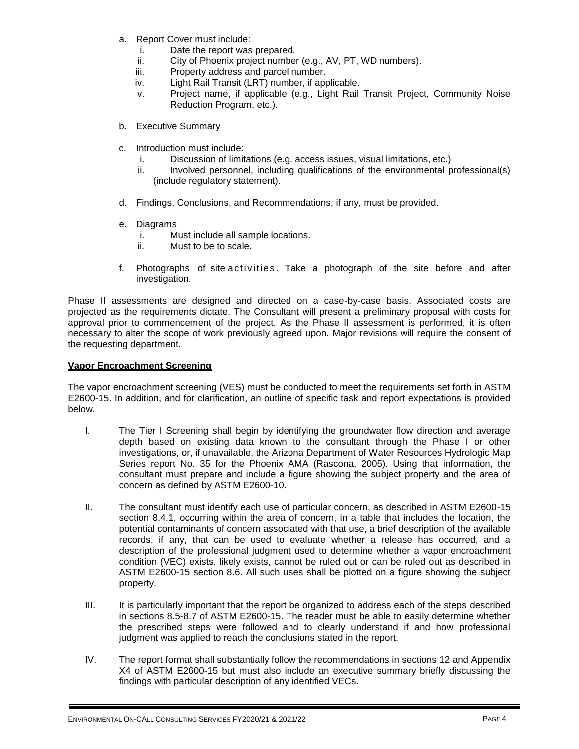a. Report Cover must include:
   i. Date the report was prepared.
   ii. City of Phoenix project number (e.g., AV, PT, WD numbers).
   iii. Property address and parcel number.
   iv. Light Rail Transit (LRT) number, if applicable.
   v. Project name, if applicable (e.g., Light Rail Transit Project, Community Noise Reduction Program, etc.).

b. Executive Summary

c. Introduction must include:
   i. Discussion of limitations (e.g. access issues, visual limitations, etc.)
   ii. Involved personnel, including qualifications of the environmental professional(s) (include regulatory statement).

d. Findings, Conclusions, and Recommendations, if any, must be provided.

e. Diagrams
   i. Must include all sample locations.
   ii. Must to be to scale.

f. Photographs of site activities. Take a photograph of the site before and after investigation.

Phase II assessments are designed and directed on a case-by-case basis. Associated costs are projected as the requirements dictate. The Consultant will present a preliminary proposal with costs for approval prior to commencement of the project. As the Phase II assessment is performed, it is often necessary to alter the scope of work previously agreed upon. Major revisions will require the consent of the requesting department.

**Vapor Encroachment Screening**

The vapor encroachment screening (VES) must be conducted to meet the requirements set forth in ASTM E2600-15. In addition, and for clarification, an outline of specific task and report expectations is provided below.

I. The Tier I Screening shall begin by identifying the groundwater flow direction and average depth based on existing data known to the consultant through the Phase I or other investigations, or, if unavailable, the Arizona Department of Water Resources Hydrologic Map Series report No. 35 for the Phoenix AMA (Rascona, 2005). Using that information, the consultant must prepare and include a figure showing the subject property and the area of concern as defined by ASTM E2600-10.

II. The consultant must identify each use of particular concern, as described in ASTM E2600-15 section 8.4.1, occurring within the area of concern, in a table that includes the location, the potential contaminants of concern associated with that use, a brief description of the available records, if any, that can be used to evaluate whether a release has occurred, and a description of the professional judgment used to determine whether a vapor encroachment condition (VEC) exists, likely exists, cannot be ruled out or can be ruled out as described in ASTM E2600-15 section 8.6. All such uses shall be plotted on a figure showing the subject property.

III. It is particularly important that the report be organized to address each of the steps described in sections 8.5-8.7 of ASTM E2600-15. The reader must be able to easily determine whether the prescribed steps were followed and to clearly understand if and how professional judgment was applied to reach the conclusions stated in the report.

IV. The report format shall substantially follow the recommendations in sections 12 and Appendix X4 of ASTM E2600-15 but must also include an executive summary briefly discussing the findings with particular description of any identified VECs.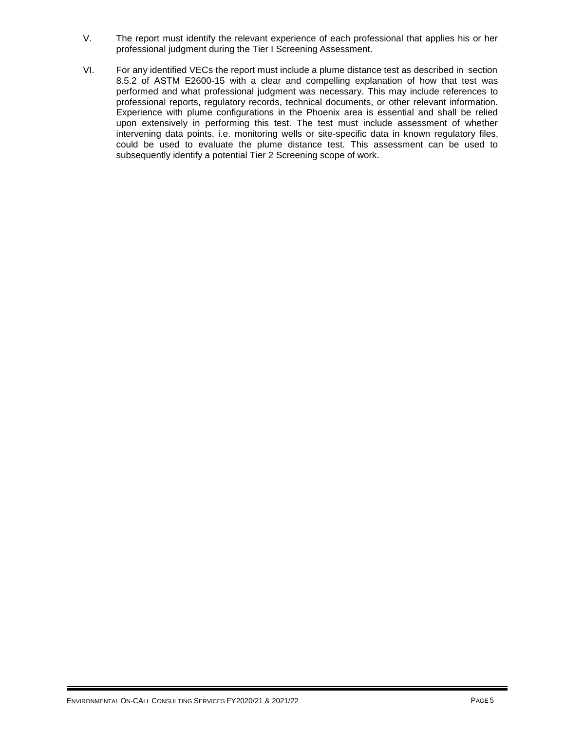V. The report must identify the relevant experience of each professional that applies his or her professional judgment during the Tier I Screening Assessment.

VI. For any identified VECs the report must include a plume distance test as described in section 8.5.2 of ASTM E2600-15 with a clear and compelling explanation of how that test was performed and what professional judgment was necessary. This may include references to professional reports, regulatory records, technical documents, or other relevant information. Experience with plume configurations in the Phoenix area is essential and shall be relied upon extensively in performing this test. The test must include assessment of whether intervening data points, i.e. monitoring wells or site-specific data in known regulatory files, could be used to evaluate the plume distance test. This assessment can be used to subsequently identify a potential Tier 2 Screening scope of work.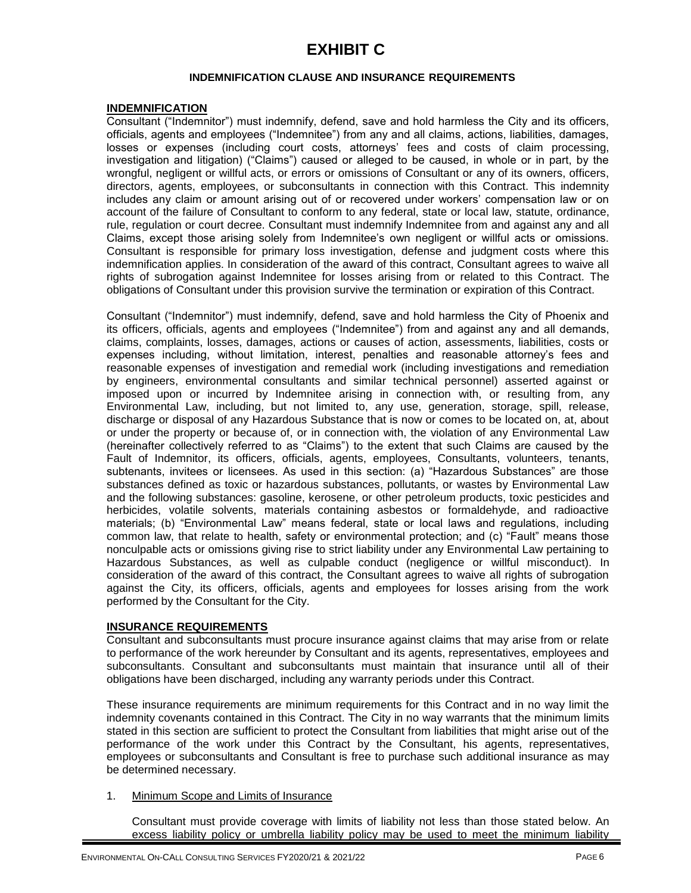# EXHIBIT C

**INDEMNIFICATION CLAUSE AND INSURANCE REQUIREMENTS**

**INDEMNIFICATION**

Consultant ("Indemnitor") must indemnify, defend, save and hold harmless the City and its officers, officials, agents and employees ("Indemnitee") from any and all claims, actions, liabilities, damages, losses or expenses (including court costs, attorneys' fees and costs of claim processing, investigation and litigation) ("Claims") caused or alleged to be caused, in whole or in part, by the wrongful, negligent or willful acts, or errors or omissions of Consultant or any of its owners, officers, directors, agents, employees, or subconsultants in connection with this Contract. This indemnity includes any claim or amount arising out of or recovered under workers' compensation law or on account of the failure of Consultant to conform to any federal, state or local law, statute, ordinance, rule, regulation or court decree. Consultant must indemnify Indemnitee from and against any and all Claims, except those arising solely from Indemnitee's own negligent or willful acts or omissions. Consultant is responsible for primary loss investigation, defense and judgment costs where this indemnification applies. In consideration of the award of this contract, Consultant agrees to waive all rights of subrogation against Indemnitee for losses arising from or related to this Contract. The obligations of Consultant under this provision survive the termination or expiration of this Contract.

Consultant ("Indemnitor") must indemnify, defend, save and hold harmless the City of Phoenix and its officers, officials, agents and employees ("Indemnitee") from and against any and all demands, claims, complaints, losses, damages, actions or causes of action, assessments, liabilities, costs or expenses including, without limitation, interest, penalties and reasonable attorney's fees and reasonable expenses of investigation and remedial work (including investigations and remediation by engineers, environmental consultants and similar technical personnel) asserted against or imposed upon or incurred by Indemnitee arising in connection with, or resulting from, any Environmental Law, including, but not limited to, any use, generation, storage, spill, release, discharge or disposal of any Hazardous Substance that is now or comes to be located on, at, about or under the property or because of, or in connection with, the violation of any Environmental Law (hereinafter collectively referred to as "Claims") to the extent that such Claims are caused by the Fault of Indemnitor, its officers, officials, agents, employees, Consultants, volunteers, tenants, subtenants, invitees or licensees. As used in this section: (a) "Hazardous Substances" are those substances defined as toxic or hazardous substances, pollutants, or wastes by Environmental Law and the following substances: gasoline, kerosene, or other petroleum products, toxic pesticides and herbicides, volatile solvents, materials containing asbestos or formaldehyde, and radioactive materials; (b) "Environmental Law" means federal, state or local laws and regulations, including common law, that relate to health, safety or environmental protection; and (c) "Fault" means those nonculpable acts or omissions giving rise to strict liability under any Environmental Law pertaining to Hazardous Substances, as well as culpable conduct (negligence or willful misconduct). In consideration of the award of this contract, the Consultant agrees to waive all rights of subrogation against the City, its officers, officials, agents and employees for losses arising from the work performed by the Consultant for the City.

**INSURANCE REQUIREMENTS**

Consultant and subconsultants must procure insurance against claims that may arise from or relate to performance of the work hereunder by Consultant and its agents, representatives, employees and subconsultants. Consultant and subconsultants must maintain that insurance until all of their obligations have been discharged, including any warranty periods under this Contract.

These insurance requirements are minimum requirements for this Contract and in no way limit the indemnity covenants contained in this Contract. The City in no way warrants that the minimum limits stated in this section are sufficient to protect the Consultant from liabilities that might arise out of the performance of the work under this Contract by the Consultant, his agents, representatives, employees or subconsultants and Consultant is free to purchase such additional insurance as may be determined necessary.

1. Minimum Scope and Limits of Insurance

   Consultant must provide coverage with limits of liability not less than those stated below. An excess liability policy or umbrella liability policy may be used to meet the minimum liability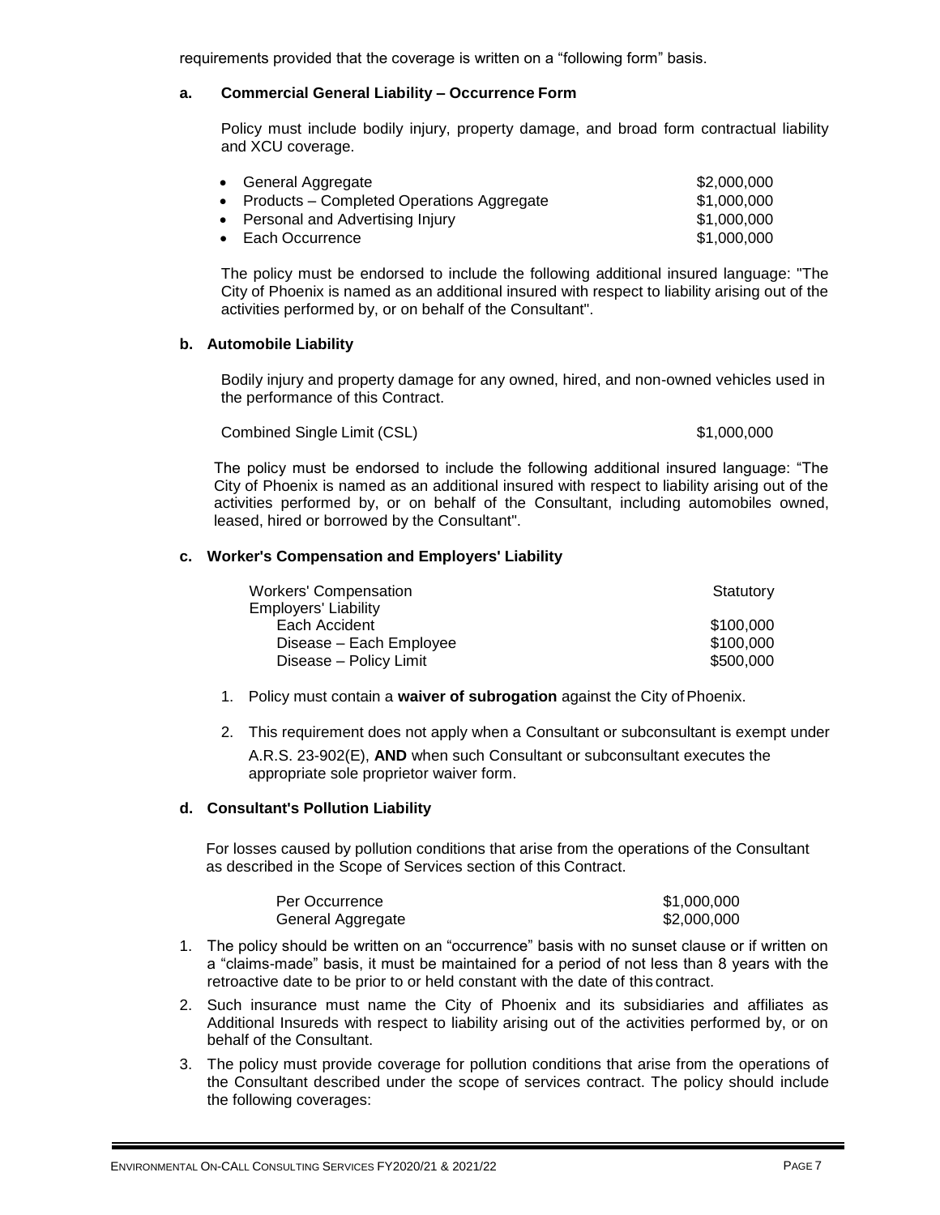requirements provided that the coverage is written on a "following form" basis.

**a. Commercial General Liability – Occurrence Form**

Policy must include bodily injury, property damage, and broad form contractual liability and XCU coverage.

| | |
|---|---|
| • General Aggregate | \$2,000,000 |
| • Products – Completed Operations Aggregate | \$1,000,000 |
| • Personal and Advertising Injury | \$1,000,000 |
| • Each Occurrence | \$1,000,000 |

The policy must be endorsed to include the following additional insured language: "The City of Phoenix is named as an additional insured with respect to liability arising out of the activities performed by, or on behalf of the Consultant".

**b. Automobile Liability**

Bodily injury and property damage for any owned, hired, and non-owned vehicles used in the performance of this Contract.

| | |
|---|---|
| Combined Single Limit (CSL) | \$1,000,000 |

The policy must be endorsed to include the following additional insured language: "The City of Phoenix is named as an additional insured with respect to liability arising out of the activities performed by, or on behalf of the Consultant, including automobiles owned, leased, hired or borrowed by the Consultant".

**c. Worker's Compensation and Employers' Liability**

| | |
|---|---|
| Workers' Compensation | Statutory |
| Employers' Liability | |
| Each Accident | \$100,000 |
| Disease – Each Employee | \$100,000 |
| Disease – Policy Limit | \$500,000 |

1. Policy must contain a **waiver of subrogation** against the City of Phoenix.
2. This requirement does not apply when a Consultant or subconsultant is exempt under A.R.S. 23-902(E), **AND** when such Consultant or subconsultant executes the appropriate sole proprietor waiver form.

**d. Consultant's Pollution Liability**

For losses caused by pollution conditions that arise from the operations of the Consultant as described in the Scope of Services section of this Contract.

| | |
|---|---|
| Per Occurrence | \$1,000,000 |
| General Aggregate | \$2,000,000 |

1. The policy should be written on an "occurrence" basis with no sunset clause or if written on a "claims-made" basis, it must be maintained for a period of not less than 8 years with the retroactive date to be prior to or held constant with the date of this contract.
2. Such insurance must name the City of Phoenix and its subsidiaries and affiliates as Additional Insureds with respect to liability arising out of the activities performed by, or on behalf of the Consultant.
3. The policy must provide coverage for pollution conditions that arise from the operations of the Consultant described under the scope of services contract. The policy should include the following coverages: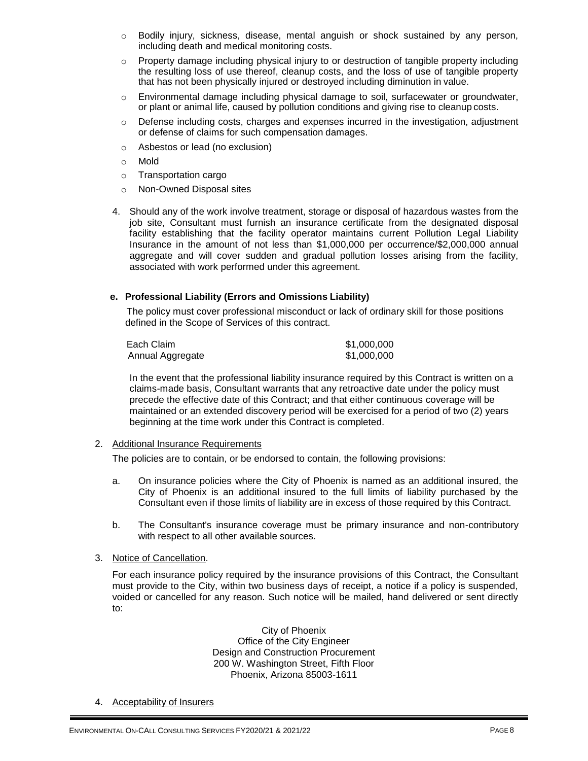- Bodily injury, sickness, disease, mental anguish or shock sustained by any person, including death and medical monitoring costs.
- Property damage including physical injury to or destruction of tangible property including the resulting loss of use thereof, cleanup costs, and the loss of use of tangible property that has not been physically injured or destroyed including diminution in value.
- Environmental damage including physical damage to soil, surfacewater or groundwater, or plant or animal life, caused by pollution conditions and giving rise to cleanup costs.
- Defense including costs, charges and expenses incurred in the investigation, adjustment or defense of claims for such compensation damages.
- Asbestos or lead (no exclusion)
- Mold
- Transportation cargo
- Non-Owned Disposal sites

4. Should any of the work involve treatment, storage or disposal of hazardous wastes from the job site, Consultant must furnish an insurance certificate from the designated disposal facility establishing that the facility operator maintains current Pollution Legal Liability Insurance in the amount of not less than $1,000,000 per occurrence/$2,000,000 annual aggregate and will cover sudden and gradual pollution losses arising from the facility, associated with work performed under this agreement.

**e. Professional Liability (Errors and Omissions Liability)**

The policy must cover professional misconduct or lack of ordinary skill for those positions defined in the Scope of Services of this contract.

| | |
|---|---|
| Each Claim | $1,000,000 |
| Annual Aggregate | $1,000,000 |

In the event that the professional liability insurance required by this Contract is written on a claims-made basis, Consultant warrants that any retroactive date under the policy must precede the effective date of this Contract; and that either continuous coverage will be maintained or an extended discovery period will be exercised for a period of two (2) years beginning at the time work under this Contract is completed.

2. Additional Insurance Requirements

The policies are to contain, or be endorsed to contain, the following provisions:

a. On insurance policies where the City of Phoenix is named as an additional insured, the City of Phoenix is an additional insured to the full limits of liability purchased by the Consultant even if those limits of liability are in excess of those required by this Contract.

b. The Consultant's insurance coverage must be primary insurance and non-contributory with respect to all other available sources.

3. Notice of Cancellation.

For each insurance policy required by the insurance provisions of this Contract, the Consultant must provide to the City, within two business days of receipt, a notice if a policy is suspended, voided or cancelled for any reason. Such notice will be mailed, hand delivered or sent directly to:

City of Phoenix
Office of the City Engineer
Design and Construction Procurement
200 W. Washington Street, Fifth Floor
Phoenix, Arizona 85003-1611

4. Acceptability of Insurers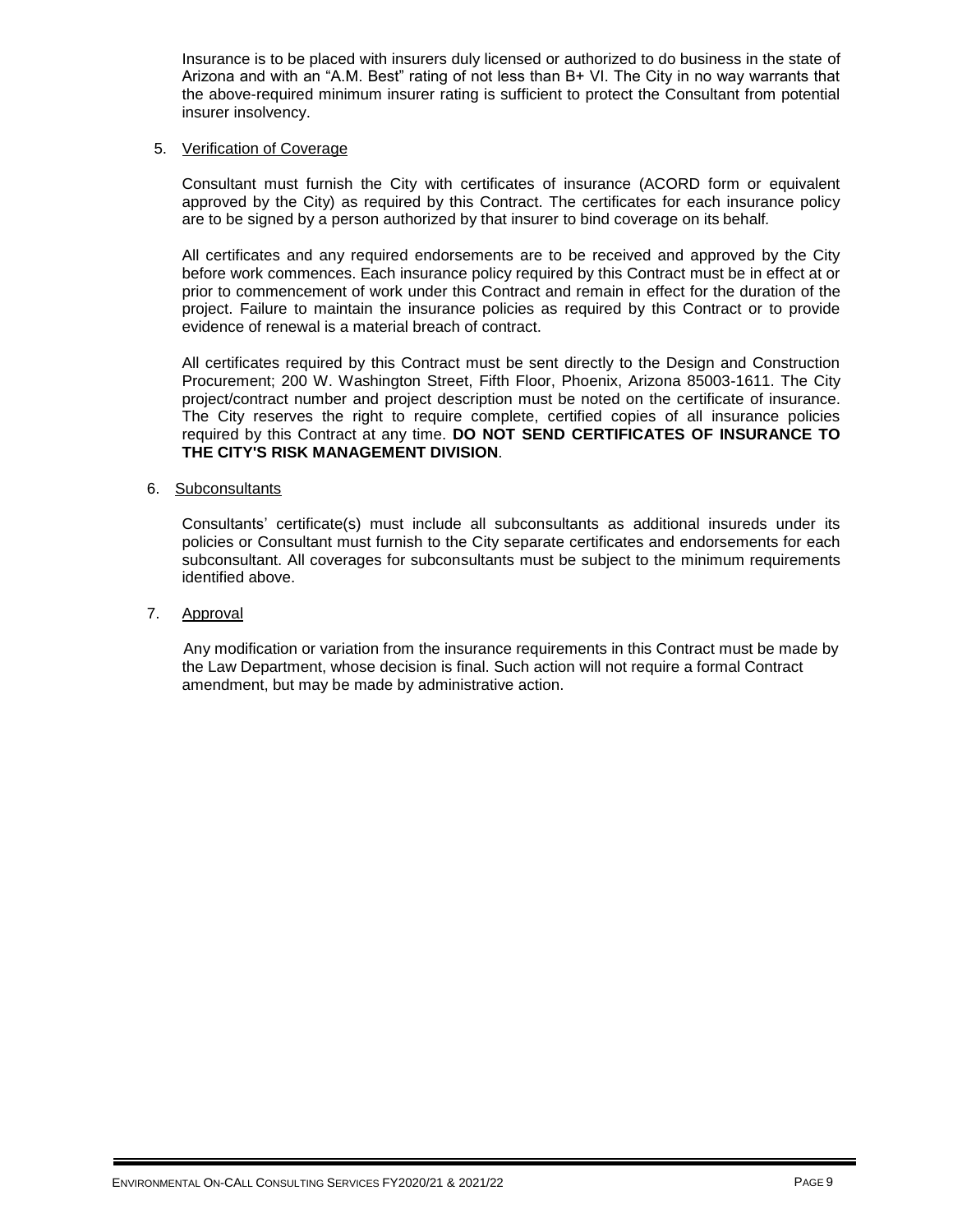Insurance is to be placed with insurers duly licensed or authorized to do business in the state of Arizona and with an "A.M. Best" rating of not less than B+ VI. The City in no way warrants that the above-required minimum insurer rating is sufficient to protect the Consultant from potential insurer insolvency.

5. Verification of Coverage

Consultant must furnish the City with certificates of insurance (ACORD form or equivalent approved by the City) as required by this Contract. The certificates for each insurance policy are to be signed by a person authorized by that insurer to bind coverage on its behalf.

All certificates and any required endorsements are to be received and approved by the City before work commences. Each insurance policy required by this Contract must be in effect at or prior to commencement of work under this Contract and remain in effect for the duration of the project. Failure to maintain the insurance policies as required by this Contract or to provide evidence of renewal is a material breach of contract.

All certificates required by this Contract must be sent directly to the Design and Construction Procurement; 200 W. Washington Street, Fifth Floor, Phoenix, Arizona 85003-1611. The City project/contract number and project description must be noted on the certificate of insurance. The City reserves the right to require complete, certified copies of all insurance policies required by this Contract at any time. **DO NOT SEND CERTIFICATES OF INSURANCE TO THE CITY'S RISK MANAGEMENT DIVISION**.

6. Subconsultants

Consultants' certificate(s) must include all subconsultants as additional insureds under its policies or Consultant must furnish to the City separate certificates and endorsements for each subconsultant. All coverages for subconsultants must be subject to the minimum requirements identified above.

7. Approval

Any modification or variation from the insurance requirements in this Contract must be made by the Law Department, whose decision is final. Such action will not require a formal Contract amendment, but may be made by administrative action.